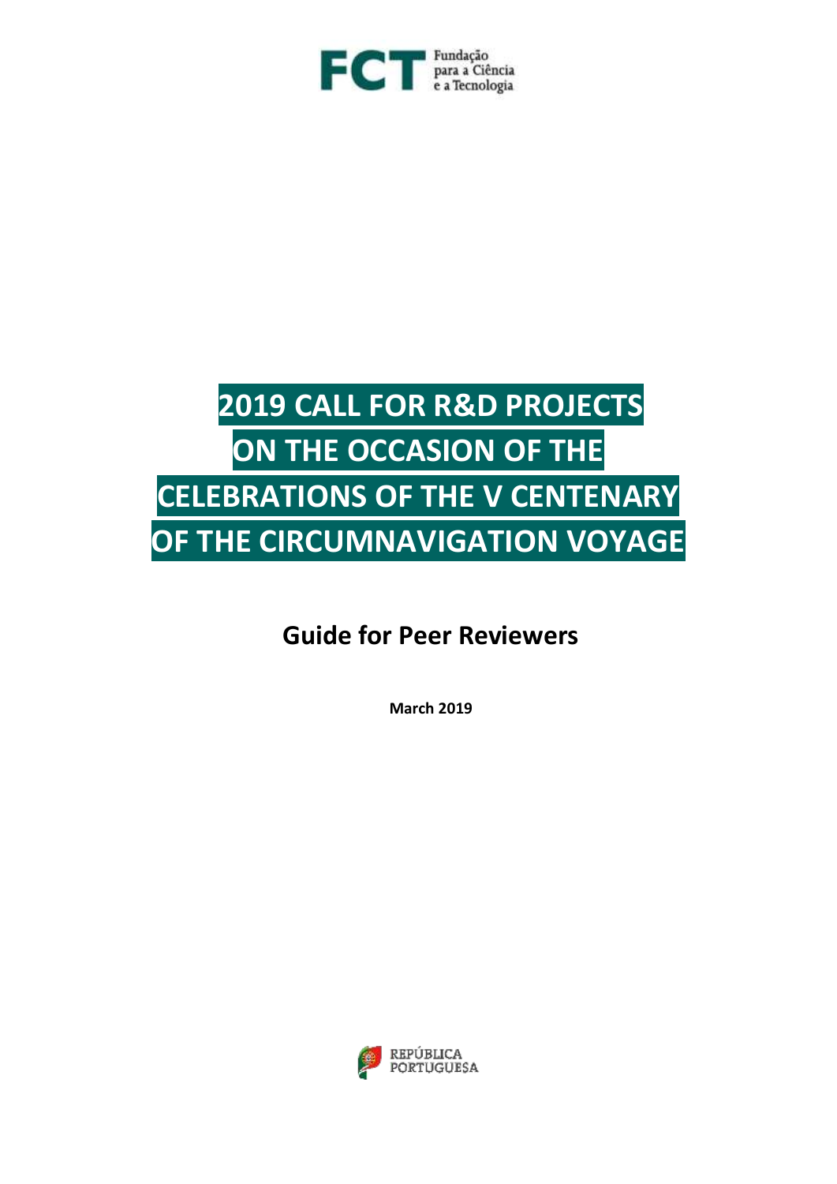FCT Fundação para a Ciência e a Tecnologia

# 2019 CALL FOR R&D PROJECTS ON THE OCCASION OF THE CELEBRATIONS OF THE V CENTENARY OF THE CIRCUMNAVIGATION VOYAGE

## Guide for Peer Reviewers

**March 2019**

REPÚBLICA PORTUGUESA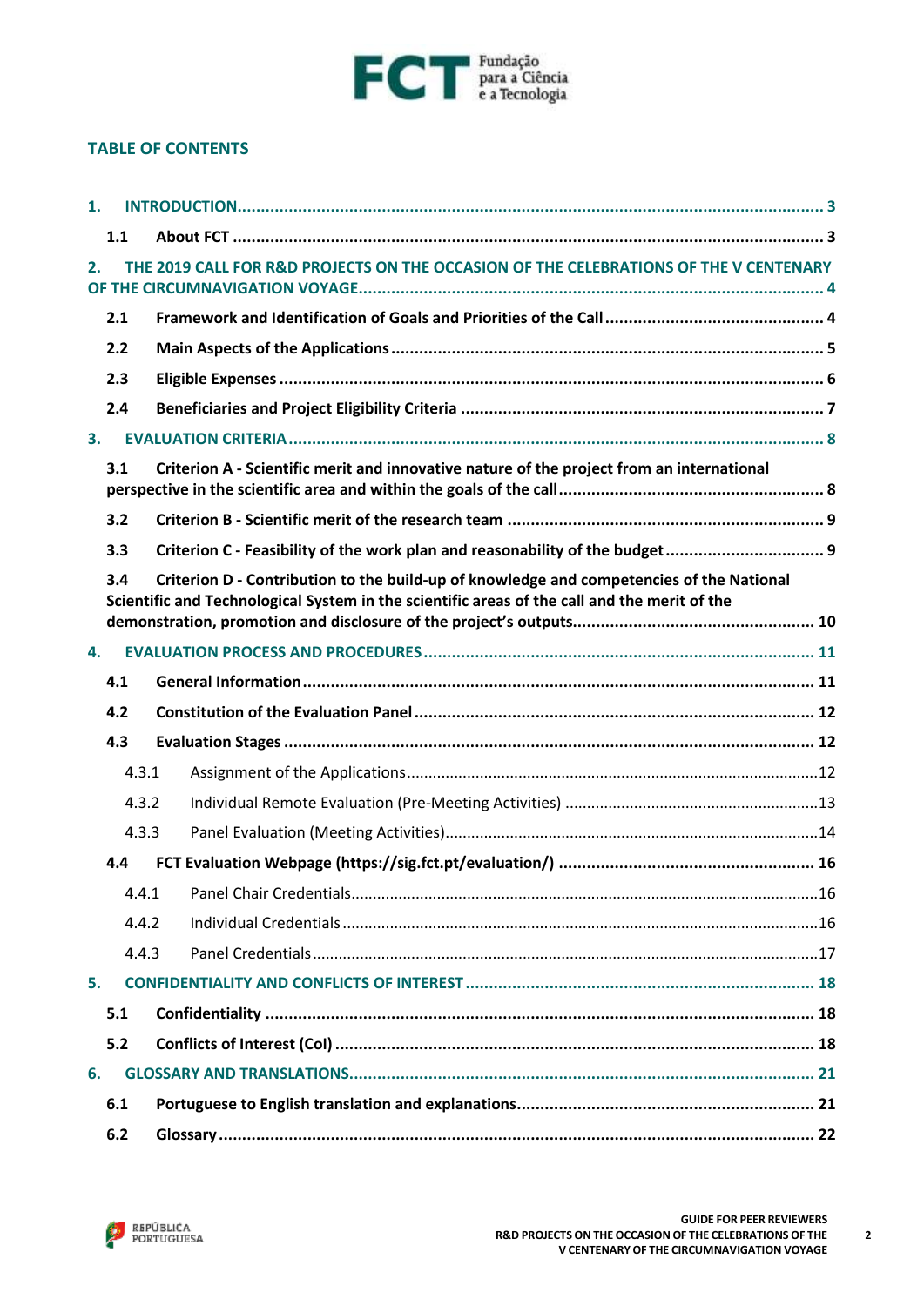## TABLE OF CONTENTS

1. INTRODUCTION ..... 3
   - 1.1 About FCT ..... 3
2. THE 2019 CALL FOR R&D PROJECTS ON THE OCCASION OF THE CELEBRATIONS OF THE V CENTENARY OF THE CIRCUMNAVIGATION VOYAGE ..... 4
   - 2.1 Framework and Identification of Goals and Priorities of the Call ..... 4
   - 2.2 Main Aspects of the Applications ..... 5
   - 2.3 Eligible Expenses ..... 6
   - 2.4 Beneficiaries and Project Eligibility Criteria ..... 7
3. EVALUATION CRITERIA ..... 8
   - 3.1 Criterion A - Scientific merit and innovative nature of the project from an international perspective in the scientific area and within the goals of the call ..... 8
   - 3.2 Criterion B - Scientific merit of the research team ..... 9
   - 3.3 Criterion C - Feasibility of the work plan and reasonability of the budget ..... 9
   - 3.4 Criterion D - Contribution to the build-up of knowledge and competencies of the National Scientific and Technological System in the scientific areas of the call and the merit of the demonstration, promotion and disclosure of the project's outputs ..... 10
4. EVALUATION PROCESS AND PROCEDURES ..... 11
   - 4.1 General Information ..... 11
   - 4.2 Constitution of the Evaluation Panel ..... 12
   - 4.3 Evaluation Stages ..... 12
     - 4.3.1 Assignment of the Applications ..... 12
     - 4.3.2 Individual Remote Evaluation (Pre-Meeting Activities) ..... 13
     - 4.3.3 Panel Evaluation (Meeting Activities) ..... 14
   - 4.4 FCT Evaluation Webpage (https://sig.fct.pt/evaluation/) ..... 16
     - 4.4.1 Panel Chair Credentials ..... 16
     - 4.4.2 Individual Credentials ..... 16
     - 4.4.3 Panel Credentials ..... 17
5. CONFIDENTIALITY AND CONFLICTS OF INTEREST ..... 18
   - 5.1 Confidentiality ..... 18
   - 5.2 Conflicts of Interest (CoI) ..... 18
6. GLOSSARY AND TRANSLATIONS ..... 21
   - 6.1 Portuguese to English translation and explanations ..... 21
   - 6.2 Glossary ..... 22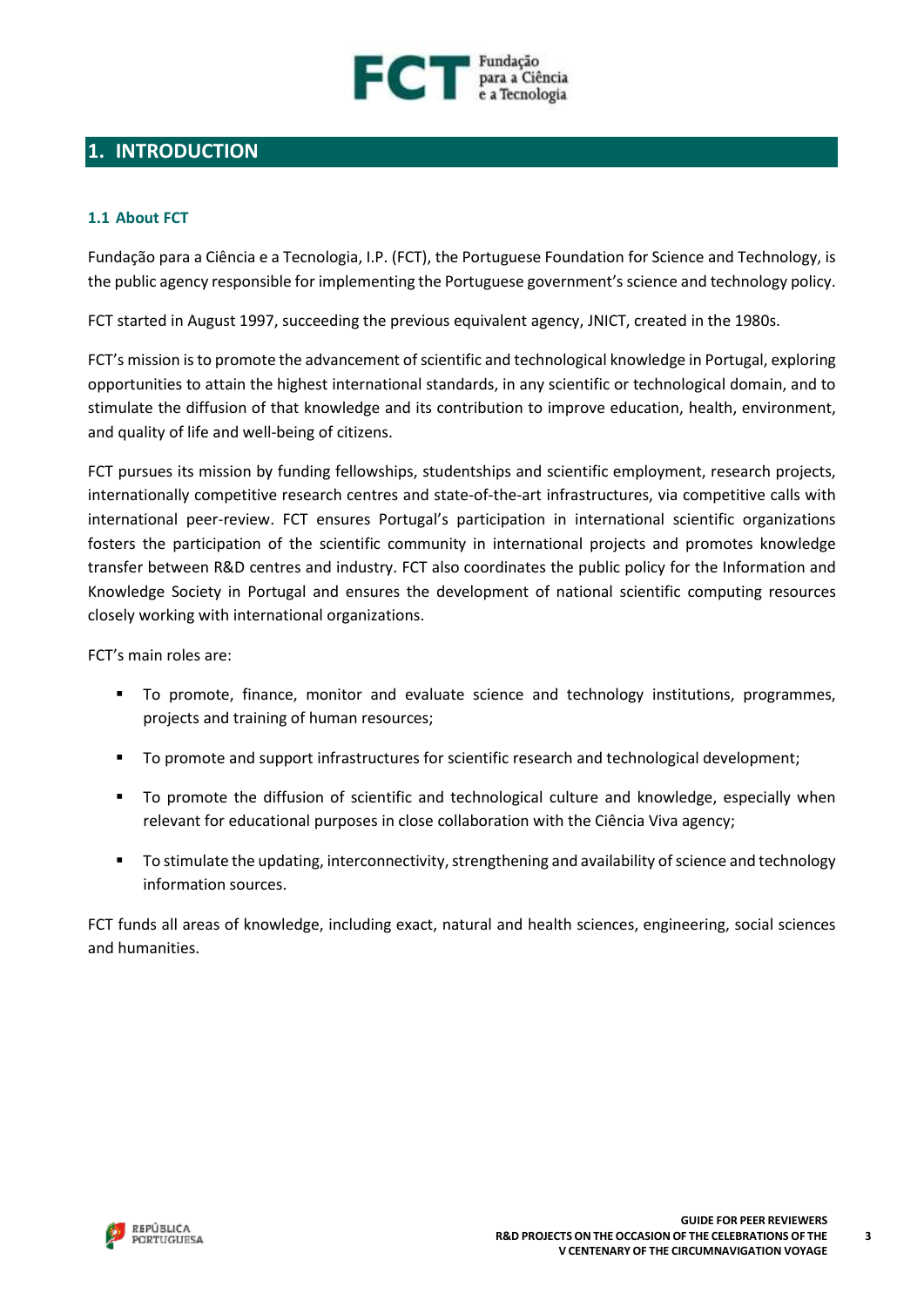# 1. INTRODUCTION

## 1.1 About FCT

Fundação para a Ciência e a Tecnologia, I.P. (FCT), the Portuguese Foundation for Science and Technology, is the public agency responsible for implementing the Portuguese government's science and technology policy.

FCT started in August 1997, succeeding the previous equivalent agency, JNICT, created in the 1980s.

FCT's mission is to promote the advancement of scientific and technological knowledge in Portugal, exploring opportunities to attain the highest international standards, in any scientific or technological domain, and to stimulate the diffusion of that knowledge and its contribution to improve education, health, environment, and quality of life and well-being of citizens.

FCT pursues its mission by funding fellowships, studentships and scientific employment, research projects, internationally competitive research centres and state-of-the-art infrastructures, via competitive calls with international peer-review. FCT ensures Portugal's participation in international scientific organizations fosters the participation of the scientific community in international projects and promotes knowledge transfer between R&D centres and industry. FCT also coordinates the public policy for the Information and Knowledge Society in Portugal and ensures the development of national scientific computing resources closely working with international organizations.

FCT's main roles are:

- To promote, finance, monitor and evaluate science and technology institutions, programmes, projects and training of human resources;
- To promote and support infrastructures for scientific research and technological development;
- To promote the diffusion of scientific and technological culture and knowledge, especially when relevant for educational purposes in close collaboration with the Ciência Viva agency;
- To stimulate the updating, interconnectivity, strengthening and availability of science and technology information sources.

FCT funds all areas of knowledge, including exact, natural and health sciences, engineering, social sciences and humanities.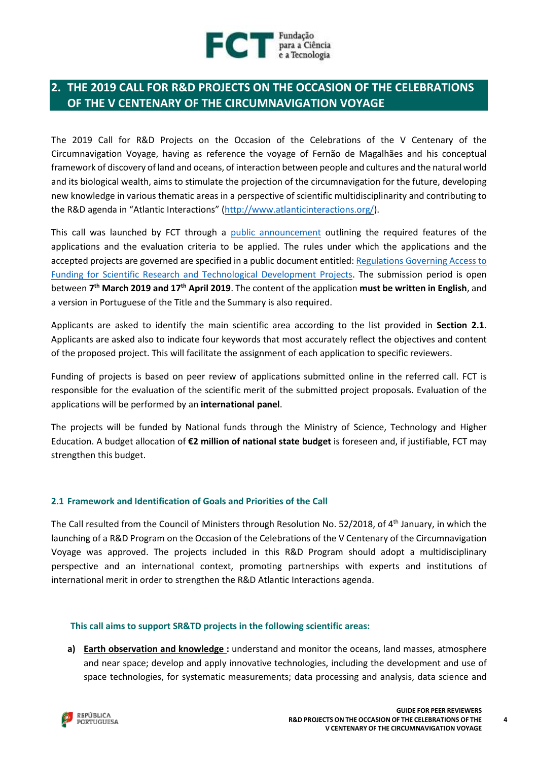## 2. THE 2019 CALL FOR R&D PROJECTS ON THE OCCASION OF THE CELEBRATIONS OF THE V CENTENARY OF THE CIRCUMNAVIGATION VOYAGE

The 2019 Call for R&D Projects on the Occasion of the Celebrations of the V Centenary of the Circumnavigation Voyage, having as reference the voyage of Fernão de Magalhães and his conceptual framework of discovery of land and oceans, of interaction between people and cultures and the natural world and its biological wealth, aims to stimulate the projection of the circumnavigation for the future, developing new knowledge in various thematic areas in a perspective of scientific multidisciplinarity and contributing to the R&D agenda in "Atlantic Interactions" (http://www.atlanticinteractions.org/).

This call was launched by FCT through a public announcement outlining the required features of the applications and the evaluation criteria to be applied. The rules under which the applications and the accepted projects are governed are specified in a public document entitled: Regulations Governing Access to Funding for Scientific Research and Technological Development Projects. The submission period is open between **7th March 2019 and 17th April 2019**. The content of the application **must be written in English**, and a version in Portuguese of the Title and the Summary is also required.

Applicants are asked to identify the main scientific area according to the list provided in **Section 2.1**. Applicants are asked also to indicate four keywords that most accurately reflect the objectives and content of the proposed project. This will facilitate the assignment of each application to specific reviewers.

Funding of projects is based on peer review of applications submitted online in the referred call. FCT is responsible for the evaluation of the scientific merit of the submitted project proposals. Evaluation of the applications will be performed by an **international panel**.

The projects will be funded by National funds through the Ministry of Science, Technology and Higher Education. A budget allocation of **€2 million of national state budget** is foreseen and, if justifiable, FCT may strengthen this budget.

### 2.1 Framework and Identification of Goals and Priorities of the Call

The Call resulted from the Council of Ministers through Resolution No. 52/2018, of 4th January, in which the launching of a R&D Program on the Occasion of the Celebrations of the V Centenary of the Circumnavigation Voyage was approved. The projects included in this R&D Program should adopt a multidisciplinary perspective and an international context, promoting partnerships with experts and institutions of international merit in order to strengthen the R&D Atlantic Interactions agenda.

**This call aims to support SR&TD projects in the following scientific areas:**

a) **Earth observation and knowledge :** understand and monitor the oceans, land masses, atmosphere and near space; develop and apply innovative technologies, including the development and use of space technologies, for systematic measurements; data processing and analysis, data science and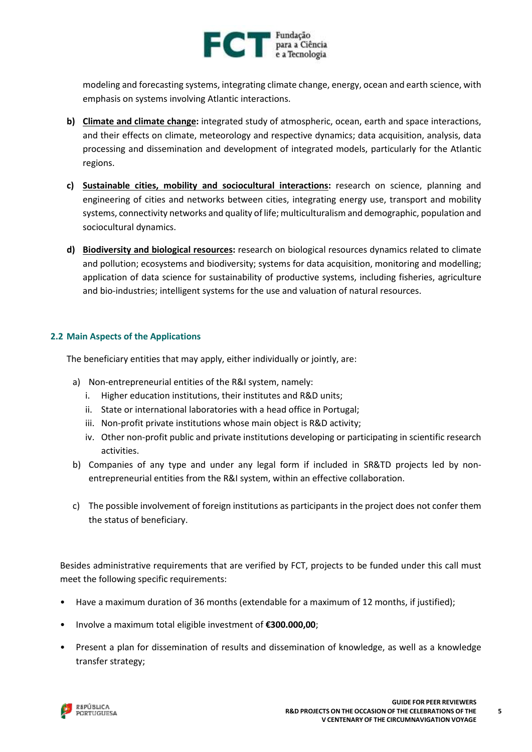modeling and forecasting systems, integrating climate change, energy, ocean and earth science, with emphasis on systems involving Atlantic interactions.

**b)** **Climate and climate change:** integrated study of atmospheric, ocean, earth and space interactions, and their effects on climate, meteorology and respective dynamics; data acquisition, analysis, data processing and dissemination and development of integrated models, particularly for the Atlantic regions.

**c)** **Sustainable cities, mobility and sociocultural interactions:** research on science, planning and engineering of cities and networks between cities, integrating energy use, transport and mobility systems, connectivity networks and quality of life; multiculturalism and demographic, population and sociocultural dynamics.

**d)** **Biodiversity and biological resources:** research on biological resources dynamics related to climate and pollution; ecosystems and biodiversity; systems for data acquisition, monitoring and modelling; application of data science for sustainability of productive systems, including fisheries, agriculture and bio-industries; intelligent systems for the use and valuation of natural resources.

### 2.2 Main Aspects of the Applications

The beneficiary entities that may apply, either individually or jointly, are:

a) Non-entrepreneurial entities of the R&I system, namely:
   i. Higher education institutions, their institutes and R&D units;
   ii. State or international laboratories with a head office in Portugal;
   iii. Non-profit private institutions whose main object is R&D activity;
   iv. Other non-profit public and private institutions developing or participating in scientific research activities.

b) Companies of any type and under any legal form if included in SR&TD projects led by non-entrepreneurial entities from the R&I system, within an effective collaboration.

c) The possible involvement of foreign institutions as participants in the project does not confer them the status of beneficiary.

Besides administrative requirements that are verified by FCT, projects to be funded under this call must meet the following specific requirements:

- Have a maximum duration of 36 months (extendable for a maximum of 12 months, if justified);
- Involve a maximum total eligible investment of **€300.000,00**;
- Present a plan for dissemination of results and dissemination of knowledge, as well as a knowledge transfer strategy;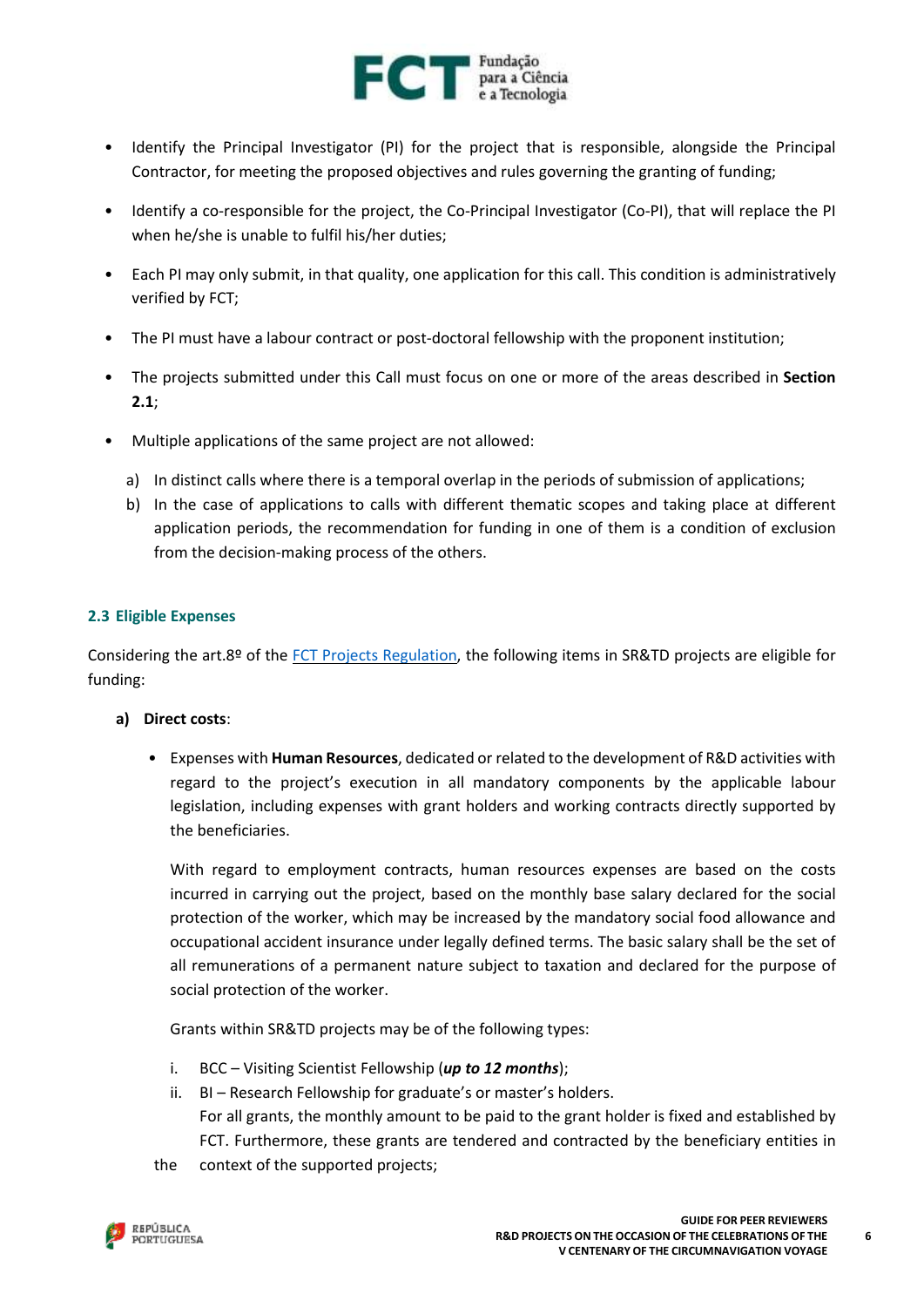- Identify the Principal Investigator (PI) for the project that is responsible, alongside the Principal Contractor, for meeting the proposed objectives and rules governing the granting of funding;
- Identify a co-responsible for the project, the Co-Principal Investigator (Co-PI), that will replace the PI when he/she is unable to fulfil his/her duties;
- Each PI may only submit, in that quality, one application for this call. This condition is administratively verified by FCT;
- The PI must have a labour contract or post-doctoral fellowship with the proponent institution;
- The projects submitted under this Call must focus on one or more of the areas described in **Section 2.1**;
- Multiple applications of the same project are not allowed:
  a) In distinct calls where there is a temporal overlap in the periods of submission of applications;
  b) In the case of applications to calls with different thematic scopes and taking place at different application periods, the recommendation for funding in one of them is a condition of exclusion from the decision-making process of the others.

### 2.3 Eligible Expenses

Considering the art.8º of the FCT Projects Regulation, the following items in SR&TD projects are eligible for funding:

**a) Direct costs**:

- Expenses with **Human Resources**, dedicated or related to the development of R&D activities with regard to the project's execution in all mandatory components by the applicable labour legislation, including expenses with grant holders and working contracts directly supported by the beneficiaries.

  With regard to employment contracts, human resources expenses are based on the costs incurred in carrying out the project, based on the monthly base salary declared for the social protection of the worker, which may be increased by the mandatory social food allowance and occupational accident insurance under legally defined terms. The basic salary shall be the set of all remunerations of a permanent nature subject to taxation and declared for the purpose of social protection of the worker.

  Grants within SR&TD projects may be of the following types:

  i. BCC – Visiting Scientist Fellowship (***up to 12 months***);
  ii. BI – Research Fellowship for graduate's or master's holders.
  For all grants, the monthly amount to be paid to the grant holder is fixed and established by FCT. Furthermore, these grants are tendered and contracted by the beneficiary entities in the context of the supported projects;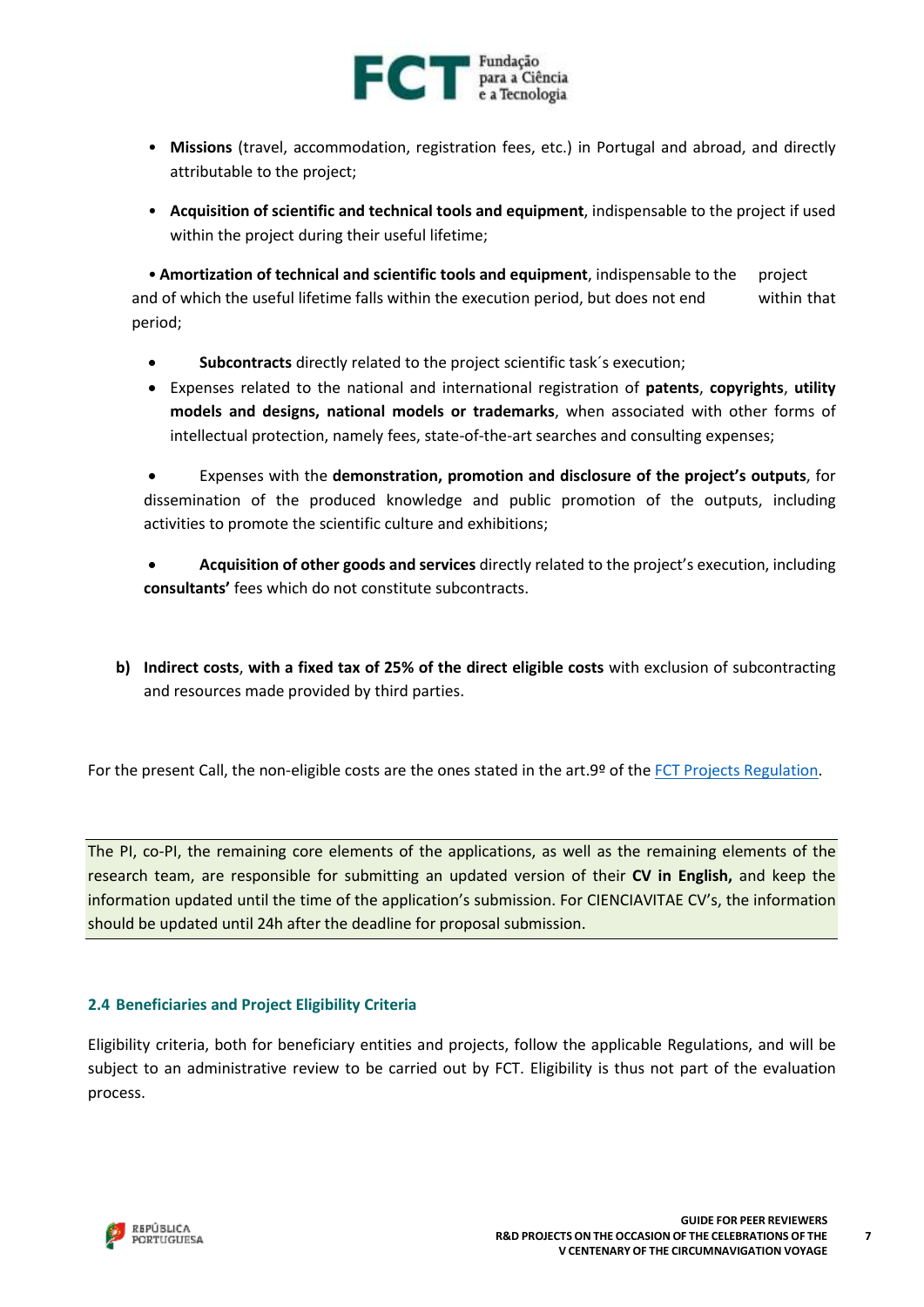- **Missions** (travel, accommodation, registration fees, etc.) in Portugal and abroad, and directly attributable to the project;
- **Acquisition of scientific and technical tools and equipment**, indispensable to the project if used within the project during their useful lifetime;
- **Amortization of technical and scientific tools and equipment**, indispensable to the project and of which the useful lifetime falls within the execution period, but does not end within that period;
- **Subcontracts** directly related to the project scientific task´s execution;
- Expenses related to the national and international registration of **patents**, **copyrights**, **utility models and designs, national models or trademarks**, when associated with other forms of intellectual protection, namely fees, state-of-the-art searches and consulting expenses;
- Expenses with the **demonstration, promotion and disclosure of the project's outputs**, for dissemination of the produced knowledge and public promotion of the outputs, including activities to promote the scientific culture and exhibitions;
- **Acquisition of other goods and services** directly related to the project's execution, including **consultants'** fees which do not constitute subcontracts.

**b) Indirect costs**, **with a fixed tax of 25% of the direct eligible costs** with exclusion of subcontracting and resources made provided by third parties.

For the present Call, the non-eligible costs are the ones stated in the art.9º of the FCT Projects Regulation.

The PI, co-PI, the remaining core elements of the applications, as well as the remaining elements of the research team, are responsible for submitting an updated version of their **CV in English,** and keep the information updated until the time of the application's submission. For CIENCIAVITAE CV's, the information should be updated until 24h after the deadline for proposal submission.

### 2.4 Beneficiaries and Project Eligibility Criteria

Eligibility criteria, both for beneficiary entities and projects, follow the applicable Regulations, and will be subject to an administrative review to be carried out by FCT. Eligibility is thus not part of the evaluation process.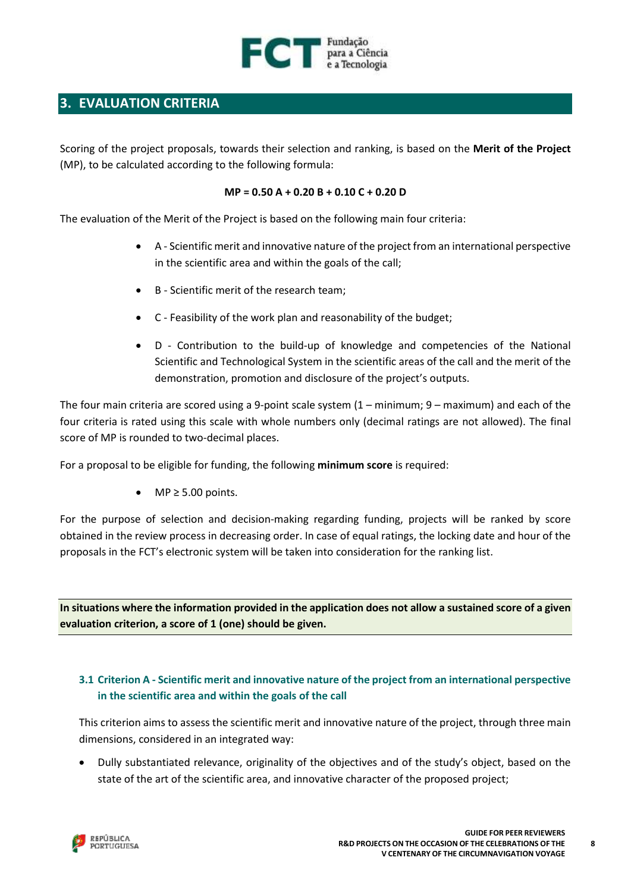## 3. EVALUATION CRITERIA

Scoring of the project proposals, towards their selection and ranking, is based on the **Merit of the Project** (MP), to be calculated according to the following formula:

$$MP = 0.50\,A + 0.20\,B + 0.10\,C + 0.20\,D$$

The evaluation of the Merit of the Project is based on the following main four criteria:

- A - Scientific merit and innovative nature of the project from an international perspective in the scientific area and within the goals of the call;
- B - Scientific merit of the research team;
- C - Feasibility of the work plan and reasonability of the budget;
- D - Contribution to the build-up of knowledge and competencies of the National Scientific and Technological System in the scientific areas of the call and the merit of the demonstration, promotion and disclosure of the project's outputs.

The four main criteria are scored using a 9-point scale system (1 – minimum; 9 – maximum) and each of the four criteria is rated using this scale with whole numbers only (decimal ratings are not allowed). The final score of MP is rounded to two-decimal places.

For a proposal to be eligible for funding, the following **minimum score** is required:

- $MP \geq 5.00$ points.

For the purpose of selection and decision-making regarding funding, projects will be ranked by score obtained in the review process in decreasing order. In case of equal ratings, the locking date and hour of the proposals in the FCT's electronic system will be taken into consideration for the ranking list.

**In situations where the information provided in the application does not allow a sustained score of a given evaluation criterion, a score of 1 (one) should be given.**

### 3.1 Criterion A - Scientific merit and innovative nature of the project from an international perspective in the scientific area and within the goals of the call

This criterion aims to assess the scientific merit and innovative nature of the project, through three main dimensions, considered in an integrated way:

- Dully substantiated relevance, originality of the objectives and of the study's object, based on the state of the art of the scientific area, and innovative character of the proposed project;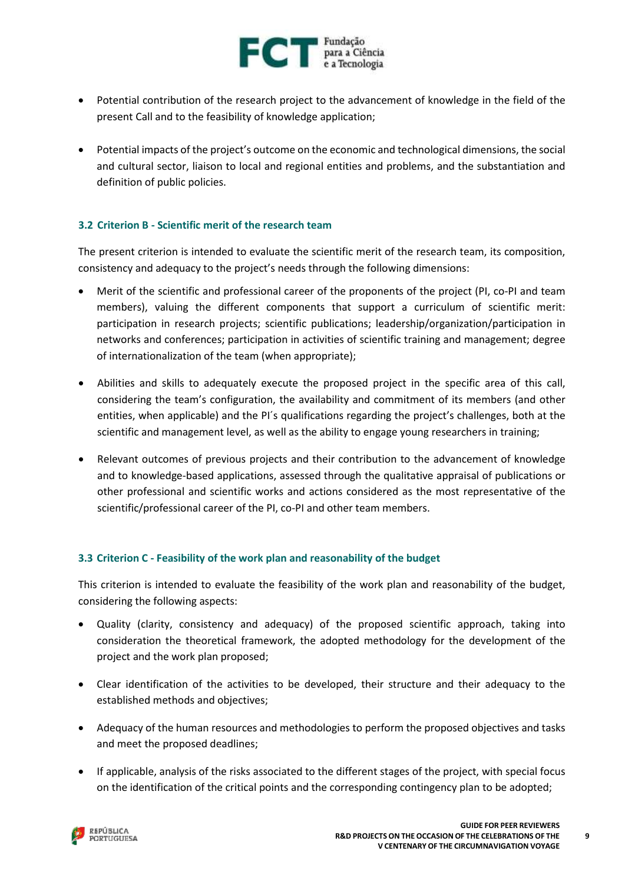- Potential contribution of the research project to the advancement of knowledge in the field of the present Call and to the feasibility of knowledge application;

- Potential impacts of the project's outcome on the economic and technological dimensions, the social and cultural sector, liaison to local and regional entities and problems, and the substantiation and definition of public policies.

### 3.2 Criterion B - Scientific merit of the research team

The present criterion is intended to evaluate the scientific merit of the research team, its composition, consistency and adequacy to the project's needs through the following dimensions:

- Merit of the scientific and professional career of the proponents of the project (PI, co-PI and team members), valuing the different components that support a curriculum of scientific merit: participation in research projects; scientific publications; leadership/organization/participation in networks and conferences; participation in activities of scientific training and management; degree of internationalization of the team (when appropriate);

- Abilities and skills to adequately execute the proposed project in the specific area of this call, considering the team's configuration, the availability and commitment of its members (and other entities, when applicable) and the PI´s qualifications regarding the project's challenges, both at the scientific and management level, as well as the ability to engage young researchers in training;

- Relevant outcomes of previous projects and their contribution to the advancement of knowledge and to knowledge-based applications, assessed through the qualitative appraisal of publications or other professional and scientific works and actions considered as the most representative of the scientific/professional career of the PI, co-PI and other team members.

### 3.3 Criterion C - Feasibility of the work plan and reasonability of the budget

This criterion is intended to evaluate the feasibility of the work plan and reasonability of the budget, considering the following aspects:

- Quality (clarity, consistency and adequacy) of the proposed scientific approach, taking into consideration the theoretical framework, the adopted methodology for the development of the project and the work plan proposed;

- Clear identification of the activities to be developed, their structure and their adequacy to the established methods and objectives;

- Adequacy of the human resources and methodologies to perform the proposed objectives and tasks and meet the proposed deadlines;

- If applicable, analysis of the risks associated to the different stages of the project, with special focus on the identification of the critical points and the corresponding contingency plan to be adopted;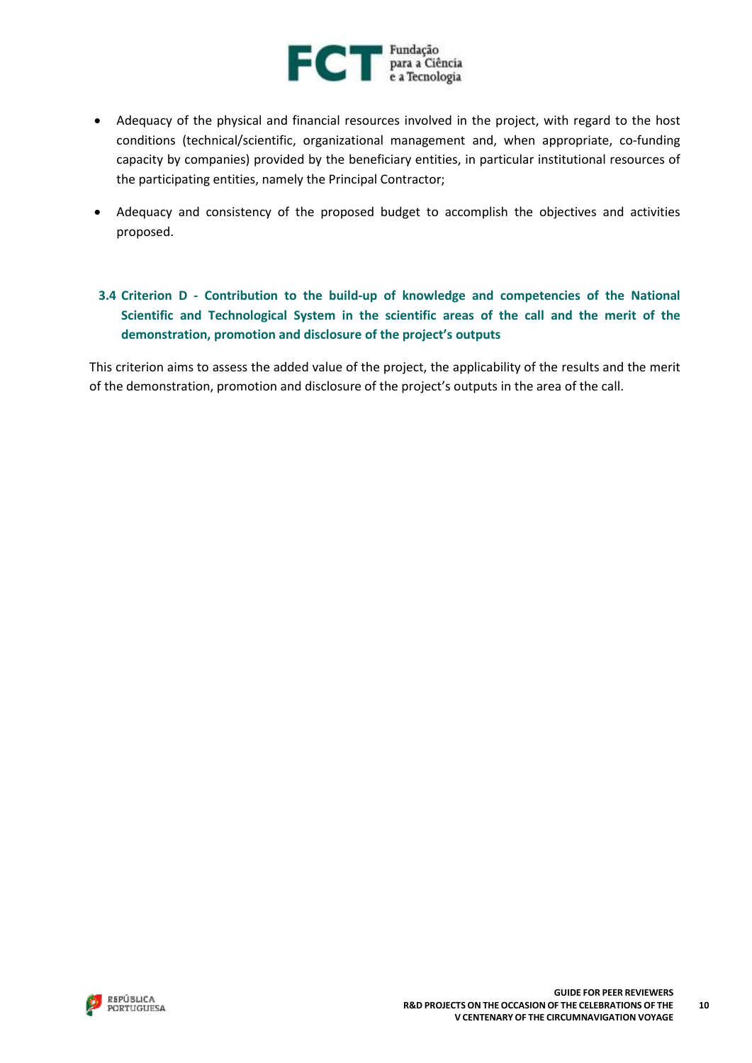- Adequacy of the physical and financial resources involved in the project, with regard to the host conditions (technical/scientific, organizational management and, when appropriate, co-funding capacity by companies) provided by the beneficiary entities, in particular institutional resources of the participating entities, namely the Principal Contractor;
- Adequacy and consistency of the proposed budget to accomplish the objectives and activities proposed.

### 3.4 Criterion D - Contribution to the build-up of knowledge and competencies of the National Scientific and Technological System in the scientific areas of the call and the merit of the demonstration, promotion and disclosure of the project's outputs

This criterion aims to assess the added value of the project, the applicability of the results and the merit of the demonstration, promotion and disclosure of the project's outputs in the area of the call.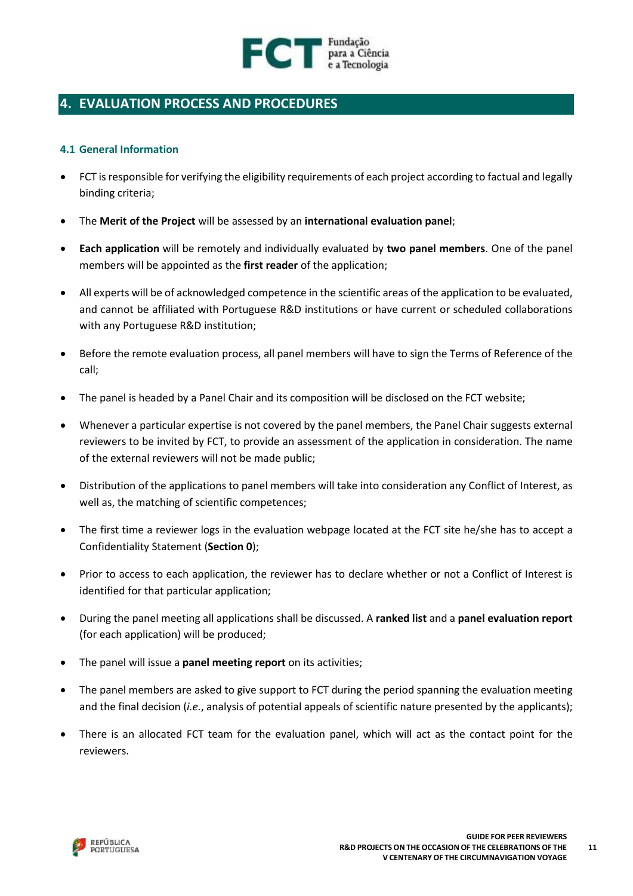## 4. EVALUATION PROCESS AND PROCEDURES

### 4.1 General Information

- FCT is responsible for verifying the eligibility requirements of each project according to factual and legally binding criteria;
- The **Merit of the Project** will be assessed by an **international evaluation panel**;
- **Each application** will be remotely and individually evaluated by **two panel members**. One of the panel members will be appointed as the **first reader** of the application;
- All experts will be of acknowledged competence in the scientific areas of the application to be evaluated, and cannot be affiliated with Portuguese R&D institutions or have current or scheduled collaborations with any Portuguese R&D institution;
- Before the remote evaluation process, all panel members will have to sign the Terms of Reference of the call;
- The panel is headed by a Panel Chair and its composition will be disclosed on the FCT website;
- Whenever a particular expertise is not covered by the panel members, the Panel Chair suggests external reviewers to be invited by FCT, to provide an assessment of the application in consideration. The name of the external reviewers will not be made public;
- Distribution of the applications to panel members will take into consideration any Conflict of Interest, as well as, the matching of scientific competences;
- The first time a reviewer logs in the evaluation webpage located at the FCT site he/she has to accept a Confidentiality Statement (**Section 0**);
- Prior to access to each application, the reviewer has to declare whether or not a Conflict of Interest is identified for that particular application;
- During the panel meeting all applications shall be discussed. A **ranked list** and a **panel evaluation report** (for each application) will be produced;
- The panel will issue a **panel meeting report** on its activities;
- The panel members are asked to give support to FCT during the period spanning the evaluation meeting and the final decision (*i.e.*, analysis of potential appeals of scientific nature presented by the applicants);
- There is an allocated FCT team for the evaluation panel, which will act as the contact point for the reviewers.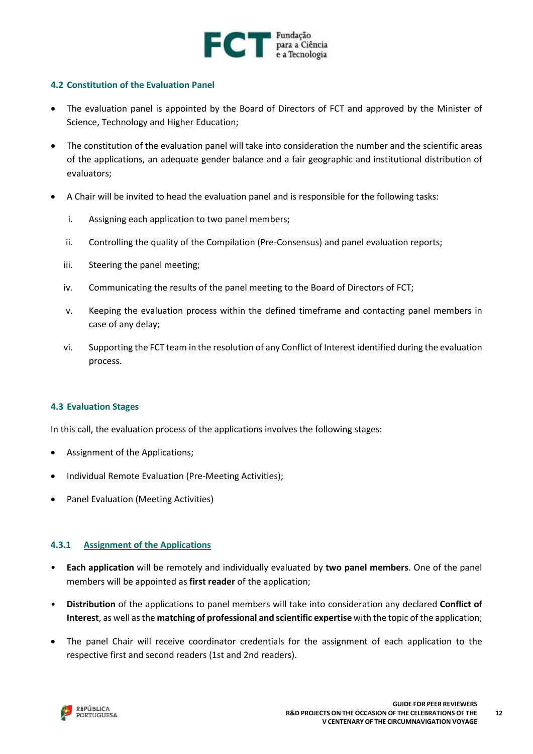### 4.2 Constitution of the Evaluation Panel

- The evaluation panel is appointed by the Board of Directors of FCT and approved by the Minister of Science, Technology and Higher Education;
- The constitution of the evaluation panel will take into consideration the number and the scientific areas of the applications, an adequate gender balance and a fair geographic and institutional distribution of evaluators;
- A Chair will be invited to head the evaluation panel and is responsible for the following tasks:
  - i. Assigning each application to two panel members;
  - ii. Controlling the quality of the Compilation (Pre-Consensus) and panel evaluation reports;
  - iii. Steering the panel meeting;
  - iv. Communicating the results of the panel meeting to the Board of Directors of FCT;
  - v. Keeping the evaluation process within the defined timeframe and contacting panel members in case of any delay;
  - vi. Supporting the FCT team in the resolution of any Conflict of Interest identified during the evaluation process.

### 4.3 Evaluation Stages

In this call, the evaluation process of the applications involves the following stages:

- Assignment of the Applications;
- Individual Remote Evaluation (Pre-Meeting Activities);
- Panel Evaluation (Meeting Activities)

#### 4.3.1 Assignment of the Applications

- **Each application** will be remotely and individually evaluated by **two panel members**. One of the panel members will be appointed as **first reader** of the application;
- **Distribution** of the applications to panel members will take into consideration any declared **Conflict of Interest**, as well as the **matching of professional and scientific expertise** with the topic of the application;
- The panel Chair will receive coordinator credentials for the assignment of each application to the respective first and second readers (1st and 2nd readers).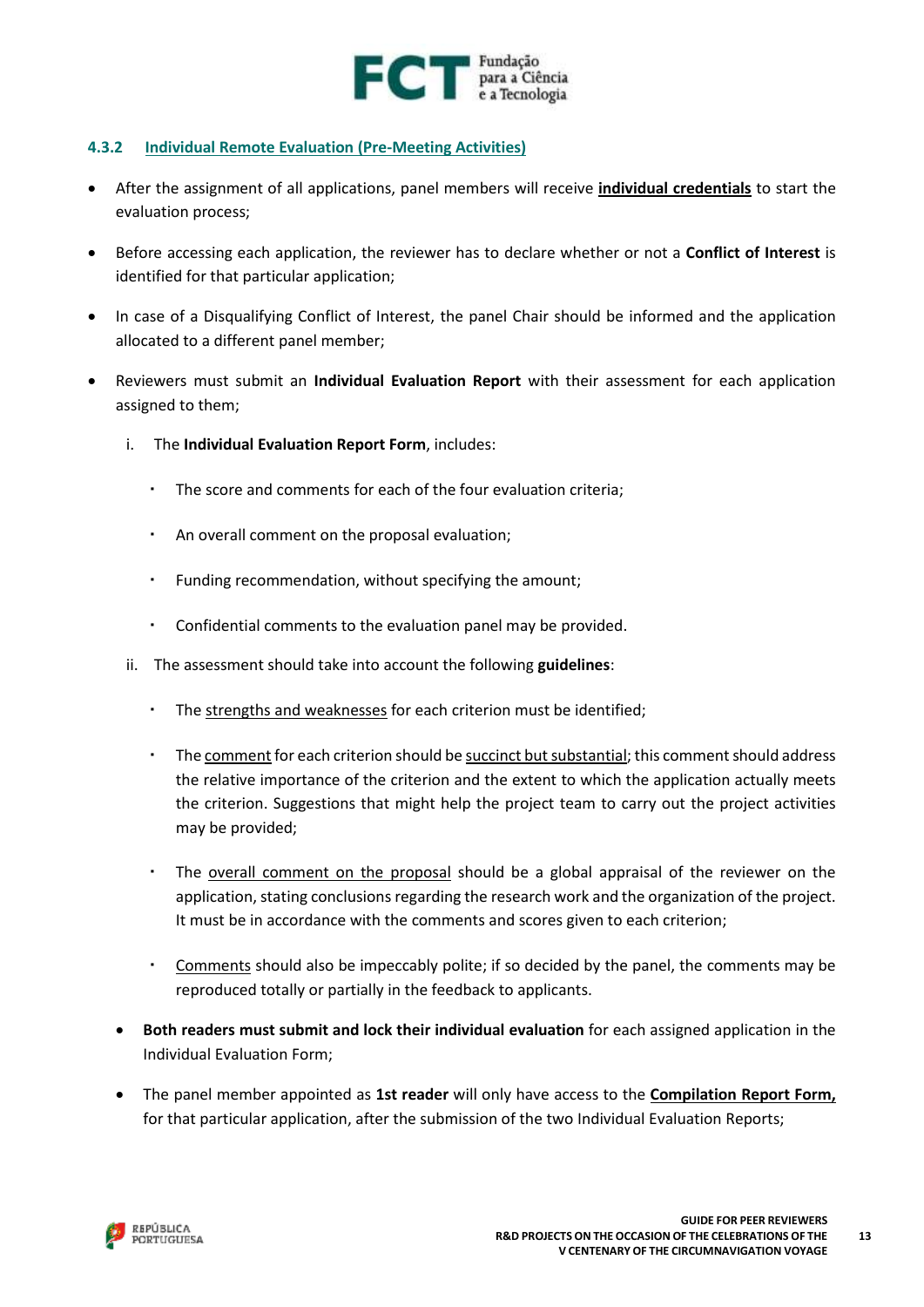### 4.3.2 Individual Remote Evaluation (Pre-Meeting Activities)

- After the assignment of all applications, panel members will receive **individual credentials** to start the evaluation process;
- Before accessing each application, the reviewer has to declare whether or not a **Conflict of Interest** is identified for that particular application;
- In case of a Disqualifying Conflict of Interest, the panel Chair should be informed and the application allocated to a different panel member;
- Reviewers must submit an **Individual Evaluation Report** with their assessment for each application assigned to them;

  i. The **Individual Evaluation Report Form**, includes:

     - The score and comments for each of the four evaluation criteria;
     - An overall comment on the proposal evaluation;
     - Funding recommendation, without specifying the amount;
     - Confidential comments to the evaluation panel may be provided.

  ii. The assessment should take into account the following **guidelines**:

     - The strengths and weaknesses for each criterion must be identified;
     - The comment for each criterion should be succinct but substantial; this comment should address the relative importance of the criterion and the extent to which the application actually meets the criterion. Suggestions that might help the project team to carry out the project activities may be provided;
     - The overall comment on the proposal should be a global appraisal of the reviewer on the application, stating conclusions regarding the research work and the organization of the project. It must be in accordance with the comments and scores given to each criterion;
     - Comments should also be impeccably polite; if so decided by the panel, the comments may be reproduced totally or partially in the feedback to applicants.

- **Both readers must submit and lock their individual evaluation** for each assigned application in the Individual Evaluation Form;
- The panel member appointed as **1st reader** will only have access to the **Compilation Report Form,** for that particular application, after the submission of the two Individual Evaluation Reports;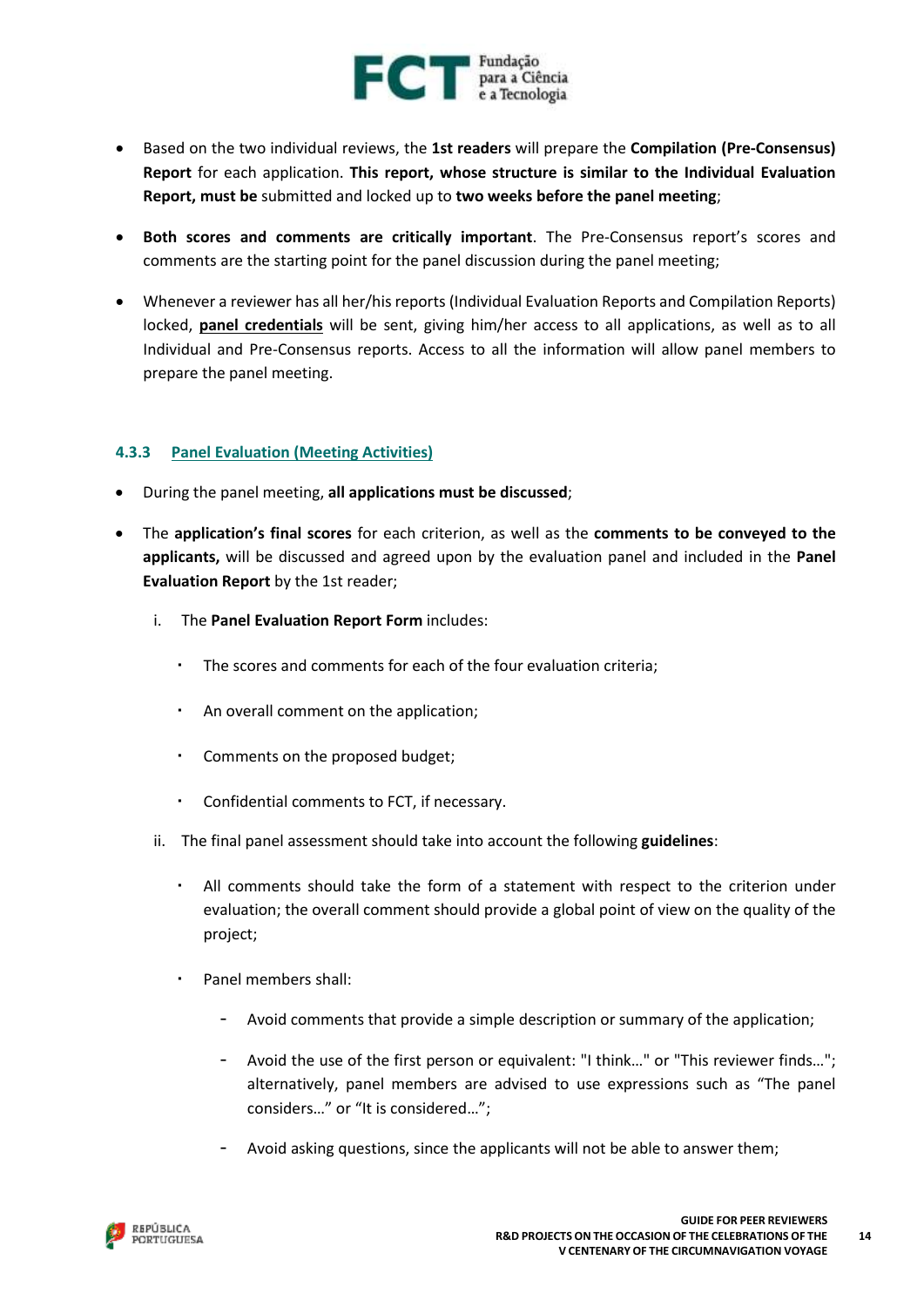- Based on the two individual reviews, the **1st readers** will prepare the **Compilation (Pre-Consensus) Report** for each application. **This report, whose structure is similar to the Individual Evaluation Report, must be** submitted and locked up to **two weeks before the panel meeting**;

- **Both scores and comments are critically important**. The Pre-Consensus report's scores and comments are the starting point for the panel discussion during the panel meeting;

- Whenever a reviewer has all her/his reports (Individual Evaluation Reports and Compilation Reports) locked, **panel credentials** will be sent, giving him/her access to all applications, as well as to all Individual and Pre-Consensus reports. Access to all the information will allow panel members to prepare the panel meeting.

### 4.3.3 Panel Evaluation (Meeting Activities)

- During the panel meeting, **all applications must be discussed**;

- The **application's final scores** for each criterion, as well as the **comments to be conveyed to the applicants,** will be discussed and agreed upon by the evaluation panel and included in the **Panel Evaluation Report** by the 1st reader;

   i. The **Panel Evaluation Report Form** includes:

      - The scores and comments for each of the four evaluation criteria;
      - An overall comment on the application;
      - Comments on the proposed budget;
      - Confidential comments to FCT, if necessary.

   ii. The final panel assessment should take into account the following **guidelines**:

      - All comments should take the form of a statement with respect to the criterion under evaluation; the overall comment should provide a global point of view on the quality of the project;
      - Panel members shall:
         - Avoid comments that provide a simple description or summary of the application;
         - Avoid the use of the first person or equivalent: "I think…" or "This reviewer finds…"; alternatively, panel members are advised to use expressions such as "The panel considers…" or "It is considered…";
         - Avoid asking questions, since the applicants will not be able to answer them;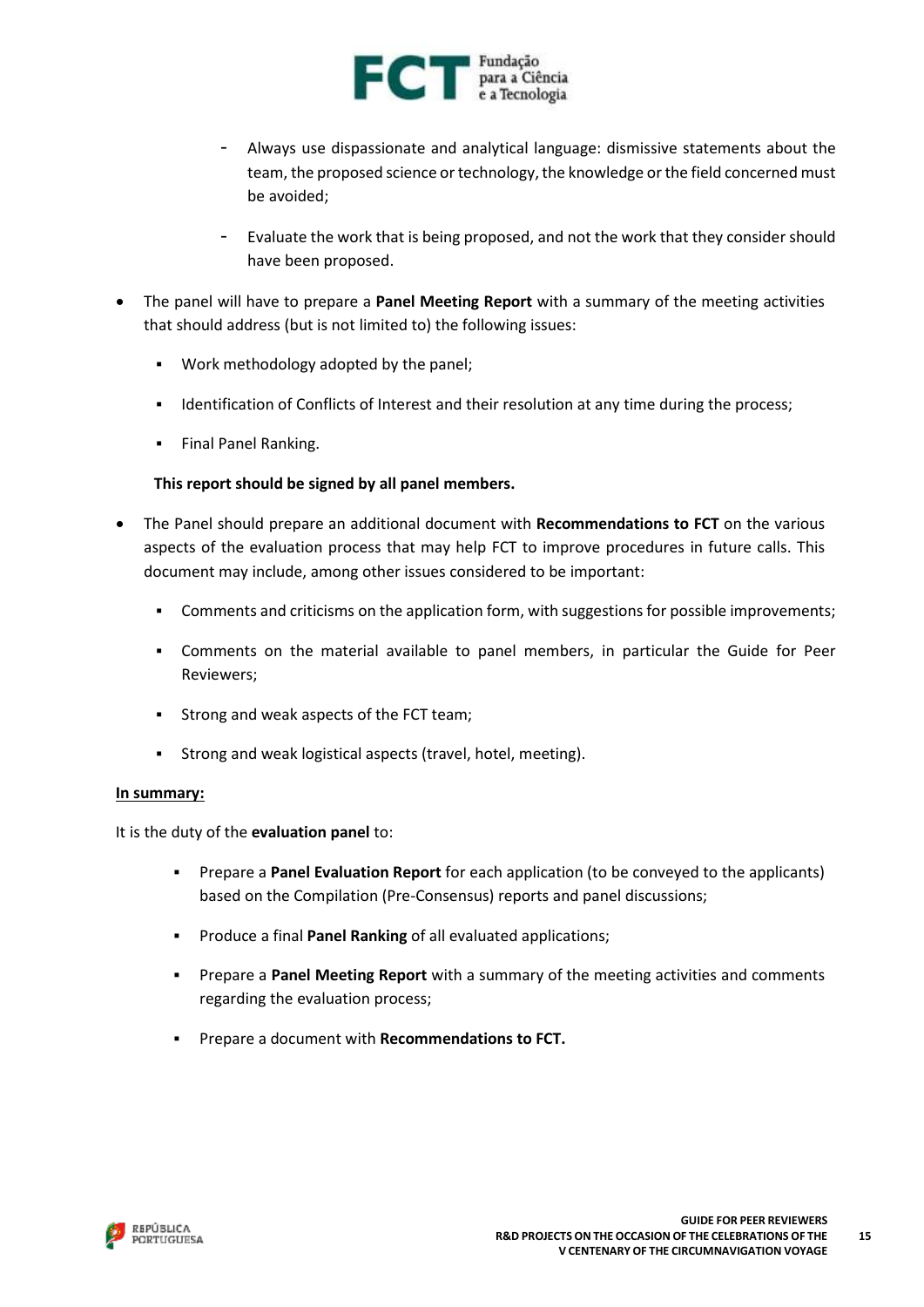- Always use dispassionate and analytical language: dismissive statements about the team, the proposed science or technology, the knowledge or the field concerned must be avoided;
  - Evaluate the work that is being proposed, and not the work that they consider should have been proposed.

- The panel will have to prepare a **Panel Meeting Report** with a summary of the meeting activities that should address (but is not limited to) the following issues:
  - Work methodology adopted by the panel;
  - Identification of Conflicts of Interest and their resolution at any time during the process;
  - Final Panel Ranking.

  **This report should be signed by all panel members.**

- The Panel should prepare an additional document with **Recommendations to FCT** on the various aspects of the evaluation process that may help FCT to improve procedures in future calls. This document may include, among other issues considered to be important:
  - Comments and criticisms on the application form, with suggestions for possible improvements;
  - Comments on the material available to panel members, in particular the Guide for Peer Reviewers;
  - Strong and weak aspects of the FCT team;
  - Strong and weak logistical aspects (travel, hotel, meeting).

**In summary:**

It is the duty of the **evaluation panel** to:

- Prepare a **Panel Evaluation Report** for each application (to be conveyed to the applicants) based on the Compilation (Pre-Consensus) reports and panel discussions;
- Produce a final **Panel Ranking** of all evaluated applications;
- Prepare a **Panel Meeting Report** with a summary of the meeting activities and comments regarding the evaluation process;
- Prepare a document with **Recommendations to FCT.**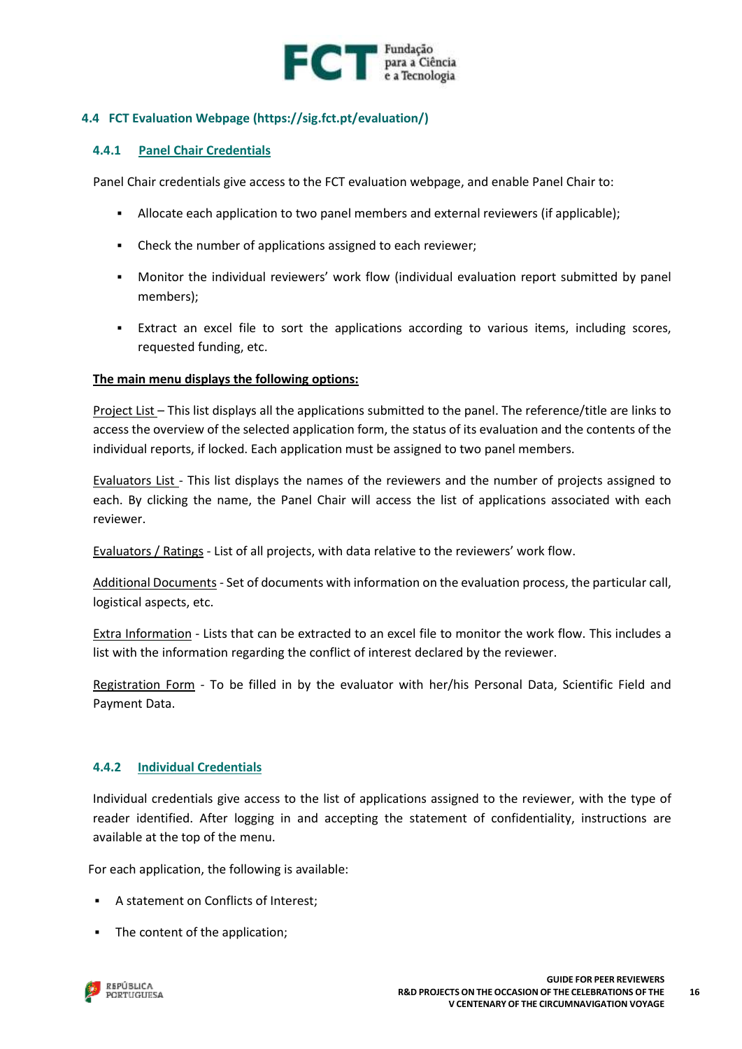## 4.4 FCT Evaluation Webpage (https://sig.fct.pt/evaluation/)

### 4.4.1 Panel Chair Credentials

Panel Chair credentials give access to the FCT evaluation webpage, and enable Panel Chair to:

- Allocate each application to two panel members and external reviewers (if applicable);
- Check the number of applications assigned to each reviewer;
- Monitor the individual reviewers' work flow (individual evaluation report submitted by panel members);
- Extract an excel file to sort the applications according to various items, including scores, requested funding, etc.

**The main menu displays the following options:**

Project List – This list displays all the applications submitted to the panel. The reference/title are links to access the overview of the selected application form, the status of its evaluation and the contents of the individual reports, if locked. Each application must be assigned to two panel members.

Evaluators List - This list displays the names of the reviewers and the number of projects assigned to each. By clicking the name, the Panel Chair will access the list of applications associated with each reviewer.

Evaluators / Ratings - List of all projects, with data relative to the reviewers' work flow.

Additional Documents - Set of documents with information on the evaluation process, the particular call, logistical aspects, etc.

Extra Information - Lists that can be extracted to an excel file to monitor the work flow. This includes a list with the information regarding the conflict of interest declared by the reviewer.

Registration Form - To be filled in by the evaluator with her/his Personal Data, Scientific Field and Payment Data.

### 4.4.2 Individual Credentials

Individual credentials give access to the list of applications assigned to the reviewer, with the type of reader identified. After logging in and accepting the statement of confidentiality, instructions are available at the top of the menu.

For each application, the following is available:

- A statement on Conflicts of Interest;
- The content of the application;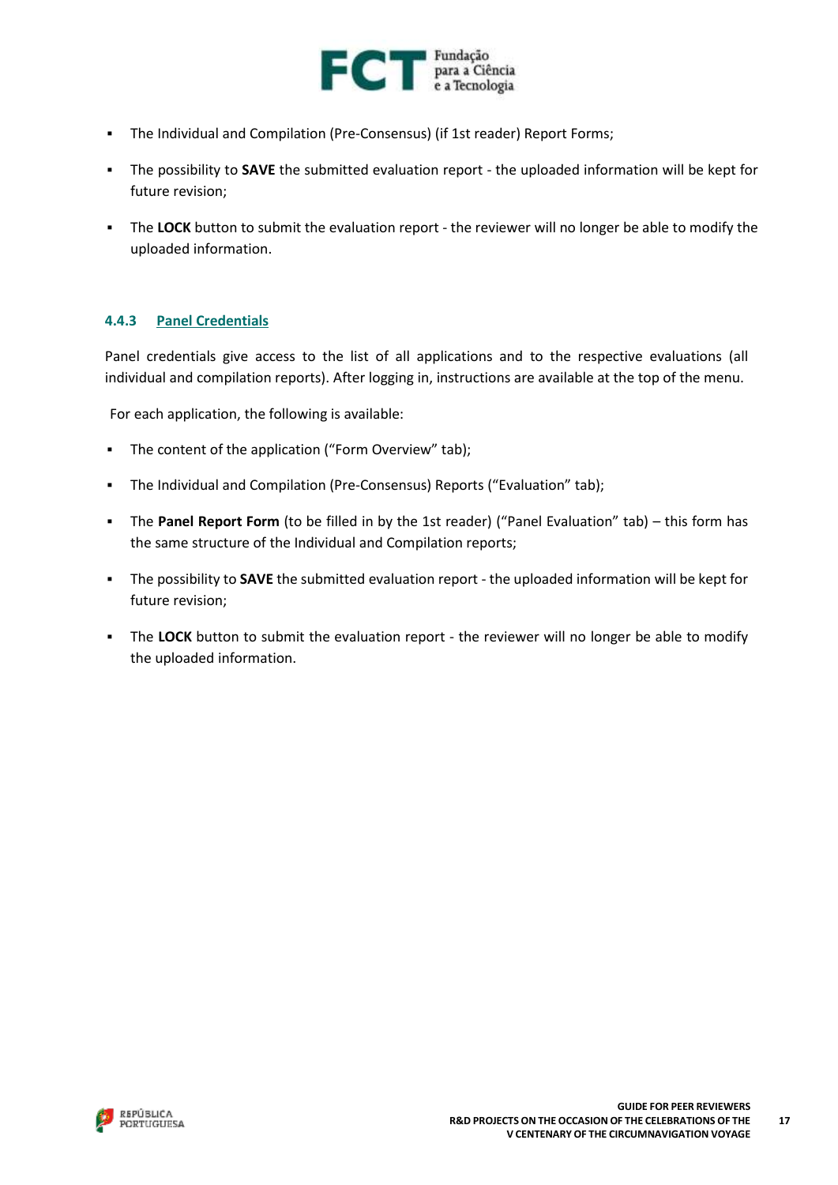- The Individual and Compilation (Pre-Consensus) (if 1st reader) Report Forms;
- The possibility to **SAVE** the submitted evaluation report - the uploaded information will be kept for future revision;
- The **LOCK** button to submit the evaluation report - the reviewer will no longer be able to modify the uploaded information.

### 4.4.3 Panel Credentials

Panel credentials give access to the list of all applications and to the respective evaluations (all individual and compilation reports). After logging in, instructions are available at the top of the menu.

For each application, the following is available:

- The content of the application ("Form Overview" tab);
- The Individual and Compilation (Pre-Consensus) Reports ("Evaluation" tab);
- The **Panel Report Form** (to be filled in by the 1st reader) ("Panel Evaluation" tab) – this form has the same structure of the Individual and Compilation reports;
- The possibility to **SAVE** the submitted evaluation report - the uploaded information will be kept for future revision;
- The **LOCK** button to submit the evaluation report - the reviewer will no longer be able to modify the uploaded information.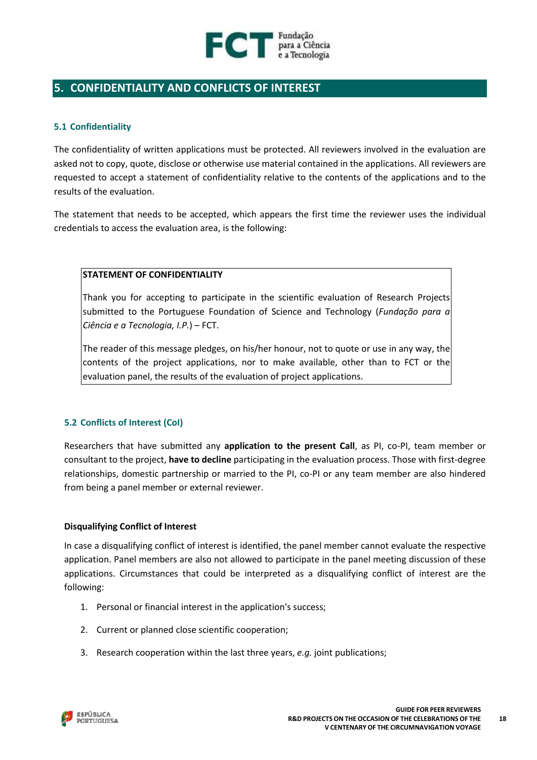## 5. CONFIDENTIALITY AND CONFLICTS OF INTEREST

### 5.1 Confidentiality

The confidentiality of written applications must be protected. All reviewers involved in the evaluation are asked not to copy, quote, disclose or otherwise use material contained in the applications. All reviewers are requested to accept a statement of confidentiality relative to the contents of the applications and to the results of the evaluation.

The statement that needs to be accepted, which appears the first time the reviewer uses the individual credentials to access the evaluation area, is the following:

> **STATEMENT OF CONFIDENTIALITY**
>
> Thank you for accepting to participate in the scientific evaluation of Research Projects submitted to the Portuguese Foundation of Science and Technology (*Fundação para a Ciência e a Tecnologia, I.P.*) – FCT.
>
> The reader of this message pledges, on his/her honour, not to quote or use in any way, the contents of the project applications, nor to make available, other than to FCT or the evaluation panel, the results of the evaluation of project applications.

### 5.2 Conflicts of Interest (CoI)

Researchers that have submitted any **application to the present Call**, as PI, co-PI, team member or consultant to the project, **have to decline** participating in the evaluation process. Those with first-degree relationships, domestic partnership or married to the PI, co-PI or any team member are also hindered from being a panel member or external reviewer.

**Disqualifying Conflict of Interest**

In case a disqualifying conflict of interest is identified, the panel member cannot evaluate the respective application. Panel members are also not allowed to participate in the panel meeting discussion of these applications. Circumstances that could be interpreted as a disqualifying conflict of interest are the following:

1. Personal or financial interest in the application's success;
2. Current or planned close scientific cooperation;
3. Research cooperation within the last three years, *e.g.* joint publications;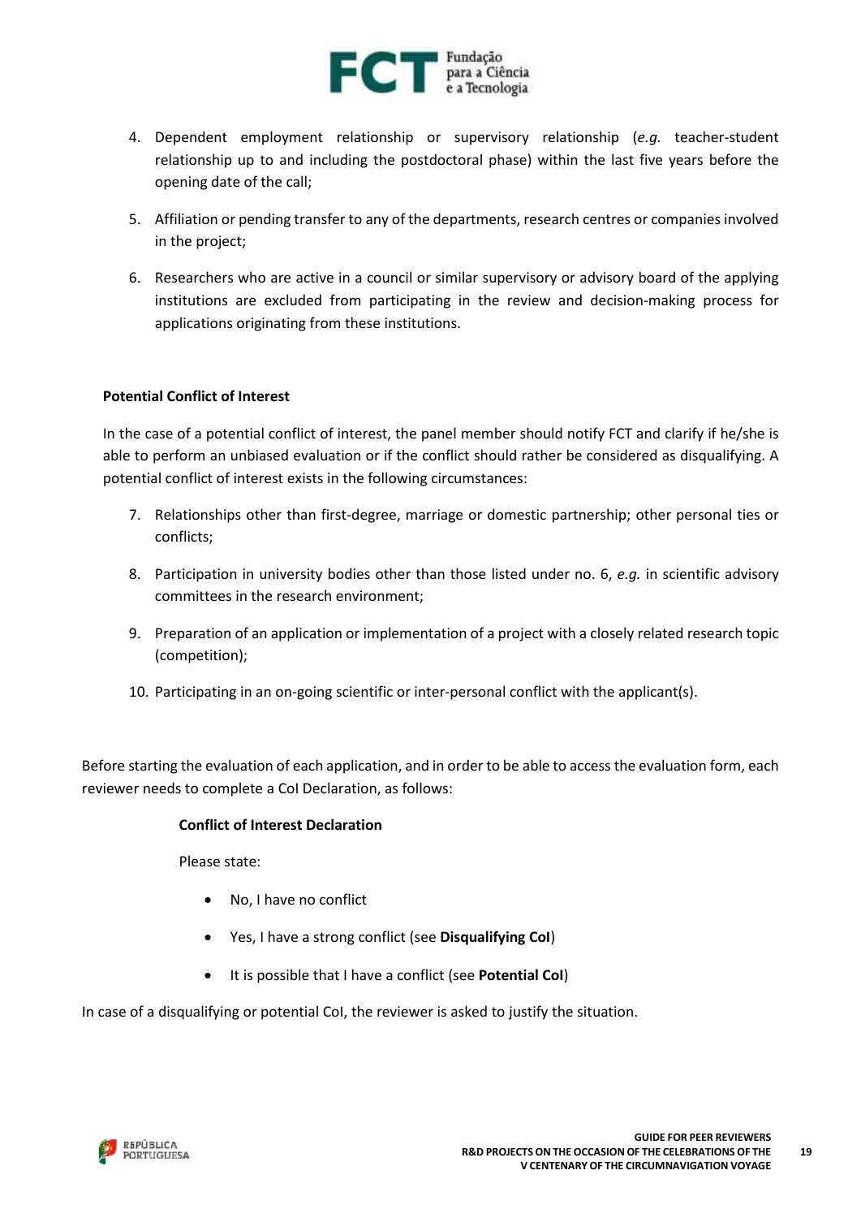4. Dependent employment relationship or supervisory relationship (*e.g.* teacher-student relationship up to and including the postdoctoral phase) within the last five years before the opening date of the call;

5. Affiliation or pending transfer to any of the departments, research centres or companies involved in the project;

6. Researchers who are active in a council or similar supervisory or advisory board of the applying institutions are excluded from participating in the review and decision-making process for applications originating from these institutions.

**Potential Conflict of Interest**

In the case of a potential conflict of interest, the panel member should notify FCT and clarify if he/she is able to perform an unbiased evaluation or if the conflict should rather be considered as disqualifying. A potential conflict of interest exists in the following circumstances:

7. Relationships other than first-degree, marriage or domestic partnership; other personal ties or conflicts;

8. Participation in university bodies other than those listed under no. 6, *e.g.* in scientific advisory committees in the research environment;

9. Preparation of an application or implementation of a project with a closely related research topic (competition);

10. Participating in an on-going scientific or inter-personal conflict with the applicant(s).

Before starting the evaluation of each application, and in order to be able to access the evaluation form, each reviewer needs to complete a CoI Declaration, as follows:

**Conflict of Interest Declaration**

Please state:

- No, I have no conflict
- Yes, I have a strong conflict (see **Disqualifying CoI**)
- It is possible that I have a conflict (see **Potential CoI**)

In case of a disqualifying or potential CoI, the reviewer is asked to justify the situation.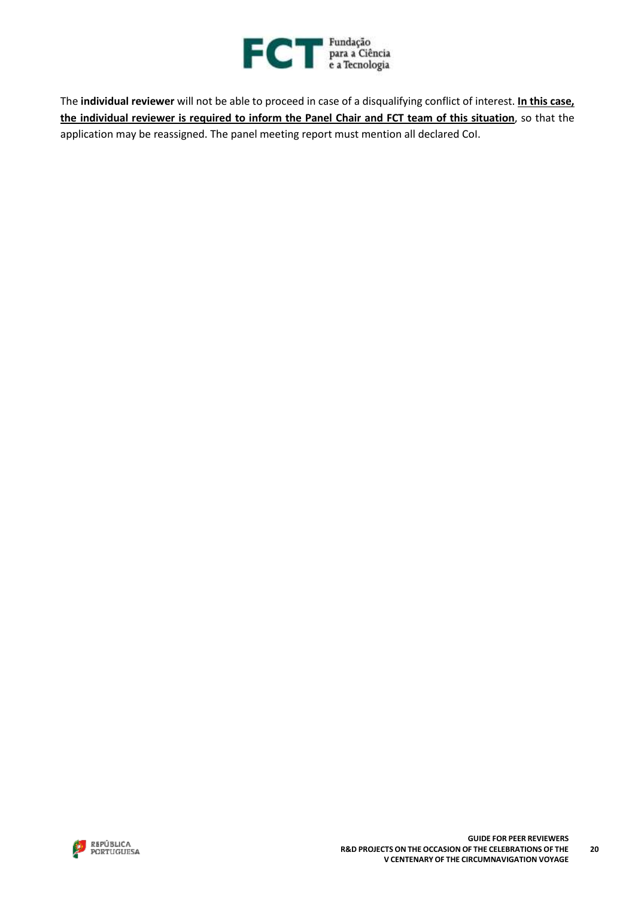The **individual reviewer** will not be able to proceed in case of a disqualifying conflict of interest. **<u>In this case, the individual reviewer is required to inform the Panel Chair and FCT team of this situation</u>**, so that the application may be reassigned. The panel meeting report must mention all declared CoI.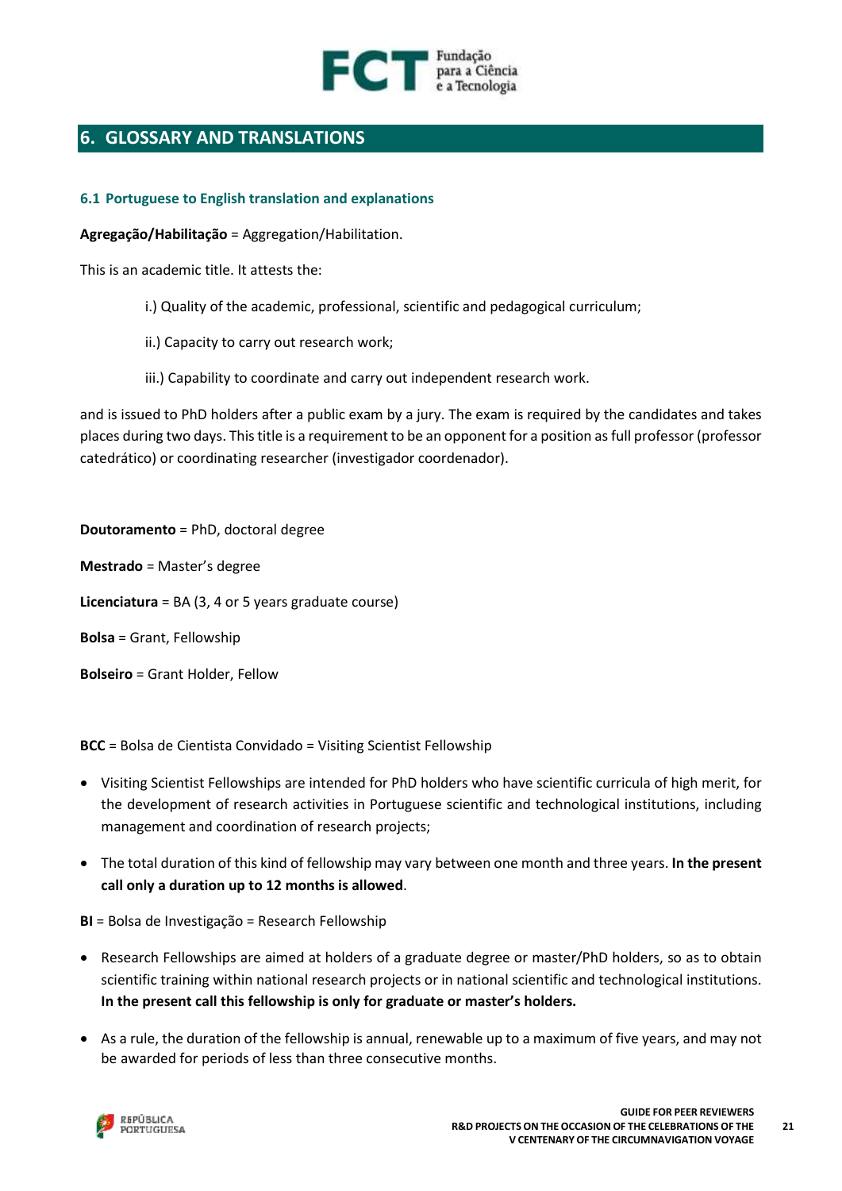## 6. GLOSSARY AND TRANSLATIONS

### 6.1 Portuguese to English translation and explanations

**Agregação/Habilitação** = Aggregation/Habilitation.

This is an academic title. It attests the:

> i.) Quality of the academic, professional, scientific and pedagogical curriculum;
>
> ii.) Capacity to carry out research work;
>
> iii.) Capability to coordinate and carry out independent research work.

and is issued to PhD holders after a public exam by a jury. The exam is required by the candidates and takes places during two days. This title is a requirement to be an opponent for a position as full professor (professor catedrático) or coordinating researcher (investigador coordenador).

**Doutoramento** = PhD, doctoral degree

**Mestrado** = Master's degree

**Licenciatura** = BA (3, 4 or 5 years graduate course)

**Bolsa** = Grant, Fellowship

**Bolseiro** = Grant Holder, Fellow

**BCC** = Bolsa de Cientista Convidado = Visiting Scientist Fellowship

- Visiting Scientist Fellowships are intended for PhD holders who have scientific curricula of high merit, for the development of research activities in Portuguese scientific and technological institutions, including management and coordination of research projects;
- The total duration of this kind of fellowship may vary between one month and three years. **In the present call only a duration up to 12 months is allowed**.

**BI** = Bolsa de Investigação = Research Fellowship

- Research Fellowships are aimed at holders of a graduate degree or master/PhD holders, so as to obtain scientific training within national research projects or in national scientific and technological institutions. **In the present call this fellowship is only for graduate or master's holders.**
- As a rule, the duration of the fellowship is annual, renewable up to a maximum of five years, and may not be awarded for periods of less than three consecutive months.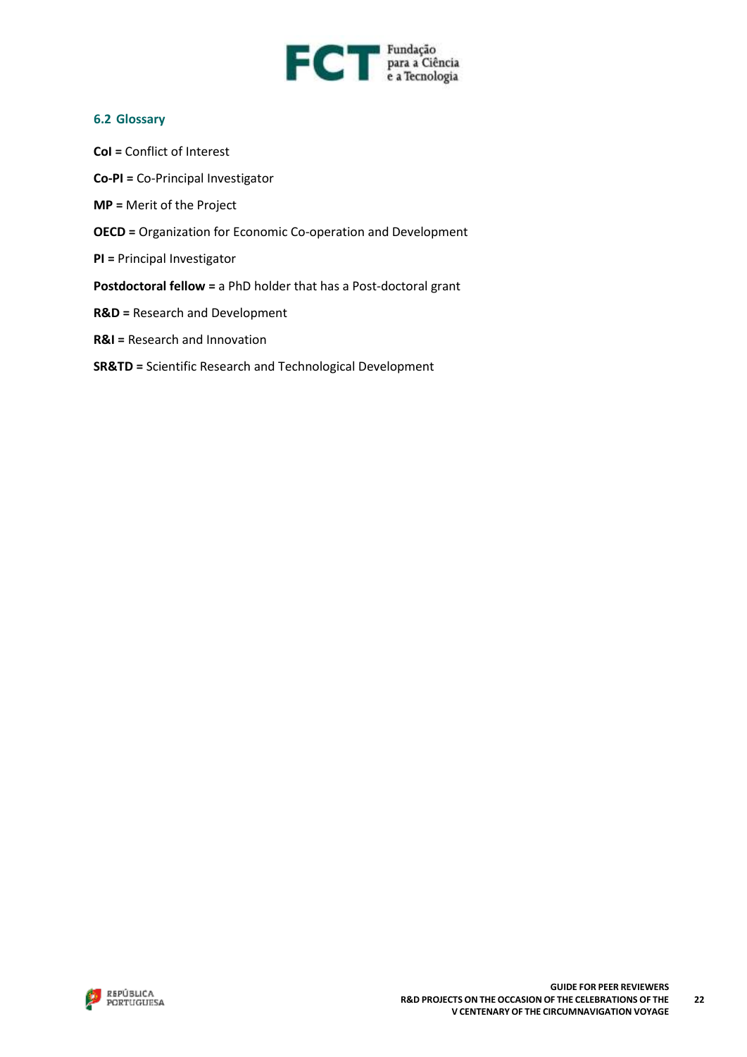### 6.2 Glossary

**CoI =** Conflict of Interest

**Co-PI =** Co-Principal Investigator

**MP =** Merit of the Project

**OECD =** Organization for Economic Co-operation and Development

**PI =** Principal Investigator

**Postdoctoral fellow =** a PhD holder that has a Post-doctoral grant

**R&D =** Research and Development

**R&I =** Research and Innovation

**SR&TD =** Scientific Research and Technological Development